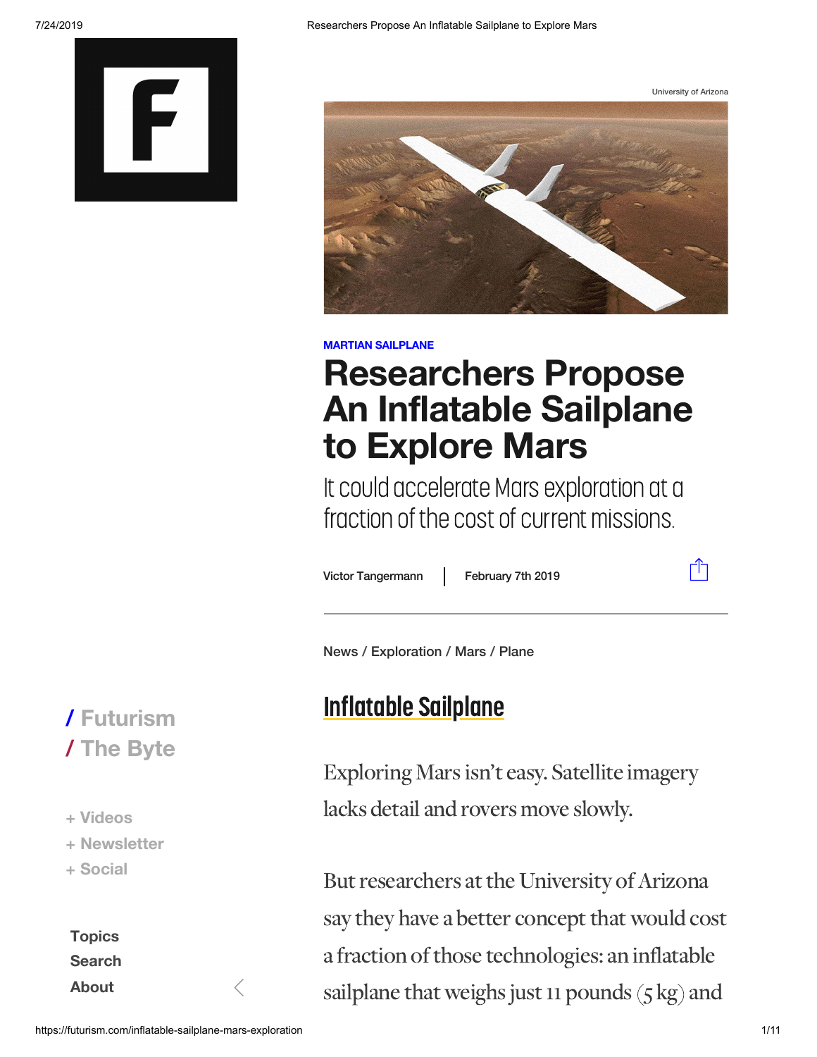University of Arizona

MARTIAN SAILPLANE

# Researchers Propose An Inflatable Sailplane to Explore Mars

It could accelerate Mars exploration at a fraction of the cost of current missions.

Victor Tangermann | February 7th 2019

News / Exploration / Mars / Plane

## Inflatable Sailplane

Exploring Mars isn't easy. Satellite imagery lacks detail and rovers move slowly.

But researchers at the University of Arizona say they have a better concept that would cost a fraction of those technologies: an inflatable sailplane that weighs just 11 pounds (5 kg) and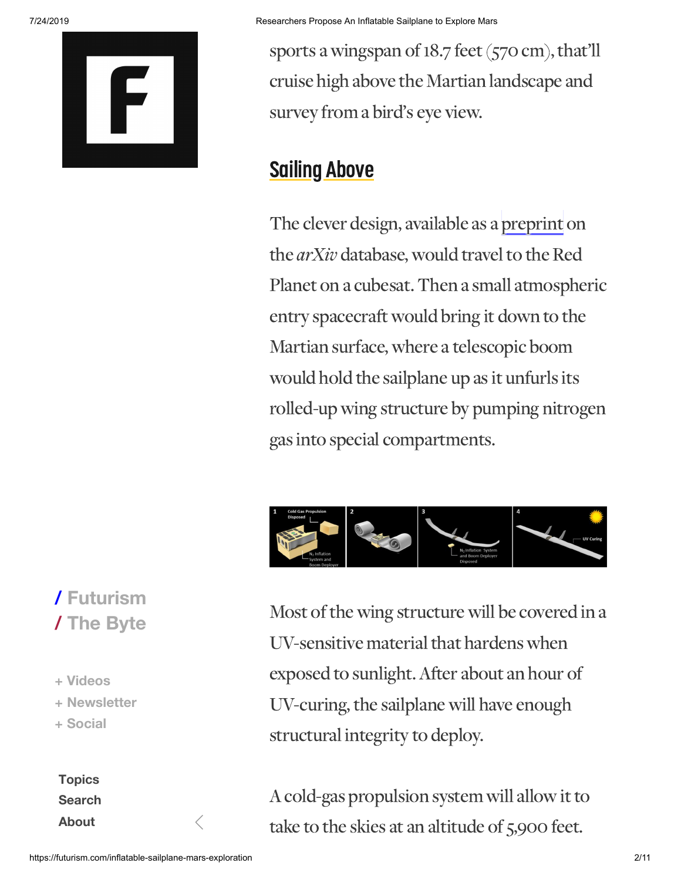sports a wingspan of 18.7 feet (570 cm), that'll cruise high above the Martian landscape and survey from a bird's eye view.

## Sailing Above

The clever design, available as a preprint on the *arXiv* database, would travel to the Red Planet on a cubesat. Then a small atmospheric entry spacecraft would bring it down to the Martian surface, where a telescopic boom would hold the sailplane up as it unfurls its rolled-up wing structure by pumping nitrogen gas into special compartments.

Most of the wing structure will be covered in a UV-sensitive material that hardens when exposed to sunlight. After about an hour of UV-curing, the sailplane will have enough structural integrity to deploy.

A cold-gas propulsion system will allow it to take to the skies at an altitude of 5,900 feet.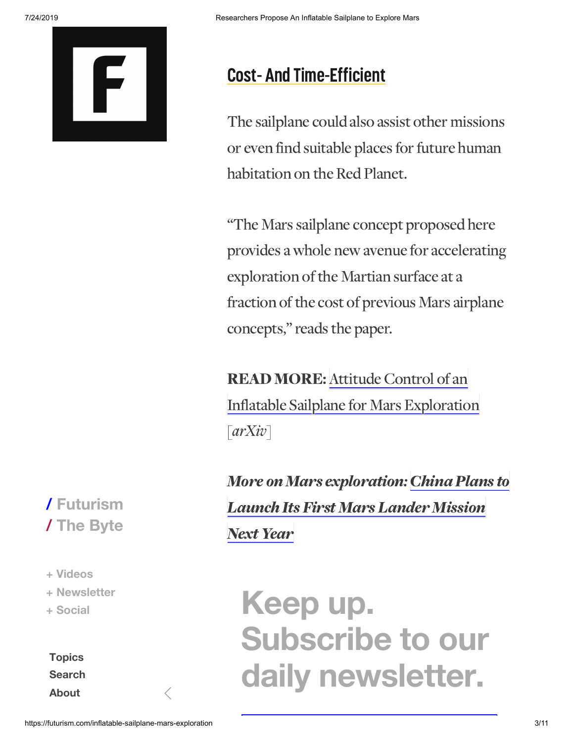## Cost- And Time-Efficient

The sailplane could also assist other missions or even find suitable places for future human habitation on the Red Planet.

"The Mars sailplane concept proposed here provides a whole new avenue for accelerating exploration of the Martian surface at a fraction of the cost of previous Mars airplane concepts," reads the paper.

**READ MORE:** Attitude Control of an Inflatable Sailplane for Mars Exploration [*arXiv*]

***More on Mars exploration: China Plans to Launch Its First Mars Lander Mission Next Year***

/ Futurism
/ The Byte

+ Videos
+ Newsletter
+ Social

Topics
Search
About

Keep up. Subscribe to our daily newsletter.